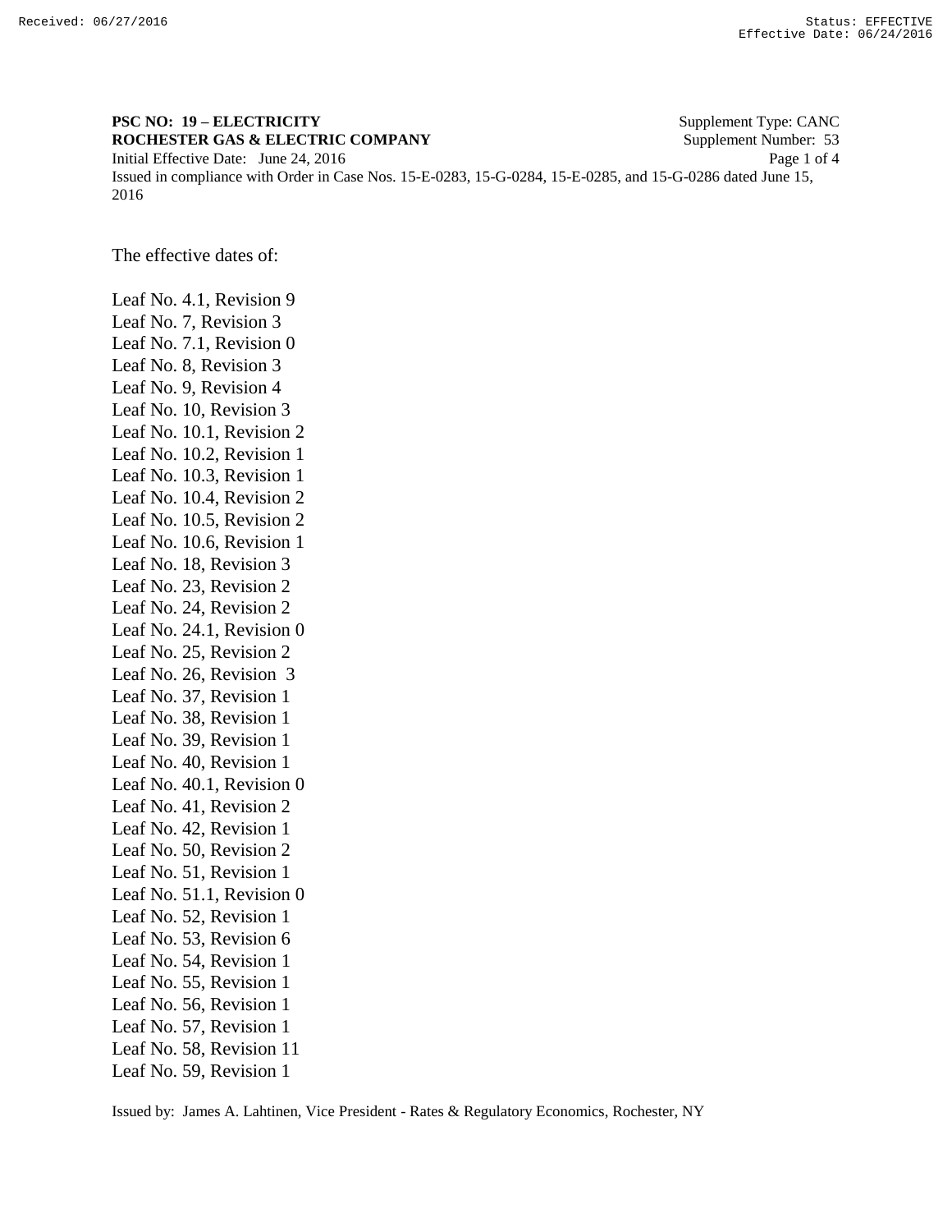**PSC NO: 19 – ELECTRICITY** Supplement Type: CANC
**ROCHESTER GAS & ELECTRIC COMPANY** Supplement Number: 53
Initial Effective Date: June 24, 2016
Issued in compliance with Order in Case Nos. 15-E-0283, 15-G-0284, 15-E-0285, and 15-G-0286 dated June 15, 2016

The effective dates of:

Leaf No. 4.1, Revision 9
Leaf No. 7, Revision 3
Leaf No. 7.1, Revision 0
Leaf No. 8, Revision 3
Leaf No. 9, Revision 4
Leaf No. 10, Revision 3
Leaf No. 10.1, Revision 2
Leaf No. 10.2, Revision 1
Leaf No. 10.3, Revision 1
Leaf No. 10.4, Revision 2
Leaf No. 10.5, Revision 2
Leaf No. 10.6, Revision 1
Leaf No. 18, Revision 3
Leaf No. 23, Revision 2
Leaf No. 24, Revision 2
Leaf No. 24.1, Revision 0
Leaf No. 25, Revision 2
Leaf No. 26, Revision 3
Leaf No. 37, Revision 1
Leaf No. 38, Revision 1
Leaf No. 39, Revision 1
Leaf No. 40, Revision 1
Leaf No. 40.1, Revision 0
Leaf No. 41, Revision 2
Leaf No. 42, Revision 1
Leaf No. 50, Revision 2
Leaf No. 51, Revision 1
Leaf No. 51.1, Revision 0
Leaf No. 52, Revision 1
Leaf No. 53, Revision 6
Leaf No. 54, Revision 1
Leaf No. 55, Revision 1
Leaf No. 56, Revision 1
Leaf No. 57, Revision 1
Leaf No. 58, Revision 11
Leaf No. 59, Revision 1

Issued by: James A. Lahtinen, Vice President - Rates & Regulatory Economics, Rochester, NY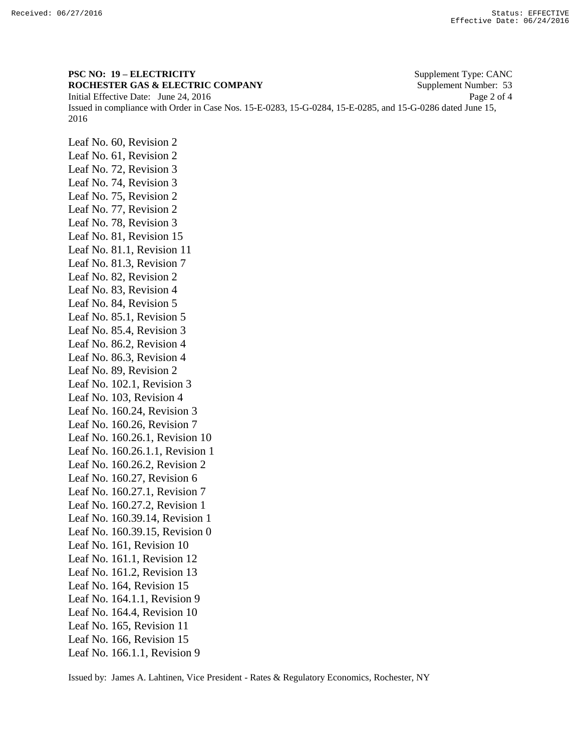**PSC NO: 19 – ELECTRICITY** Supplement Type: CANC
**ROCHESTER GAS & ELECTRIC COMPANY** Supplement Number: 53
Initial Effective Date: June 24, 2016
Issued in compliance with Order in Case Nos. 15-E-0283, 15-G-0284, 15-E-0285, and 15-G-0286 dated June 15, 2016

Leaf No. 60, Revision 2
Leaf No. 61, Revision 2
Leaf No. 72, Revision 3
Leaf No. 74, Revision 3
Leaf No. 75, Revision 2
Leaf No. 77, Revision 2
Leaf No. 78, Revision 3
Leaf No. 81, Revision 15
Leaf No. 81.1, Revision 11
Leaf No. 81.3, Revision 7
Leaf No. 82, Revision 2
Leaf No. 83, Revision 4
Leaf No. 84, Revision 5
Leaf No. 85.1, Revision 5
Leaf No. 85.4, Revision 3
Leaf No. 86.2, Revision 4
Leaf No. 86.3, Revision 4
Leaf No. 89, Revision 2
Leaf No. 102.1, Revision 3
Leaf No. 103, Revision 4
Leaf No. 160.24, Revision 3
Leaf No. 160.26, Revision 7
Leaf No. 160.26.1, Revision 10
Leaf No. 160.26.1.1, Revision 1
Leaf No. 160.26.2, Revision 2
Leaf No. 160.27, Revision 6
Leaf No. 160.27.1, Revision 7
Leaf No. 160.27.2, Revision 1
Leaf No. 160.39.14, Revision 1
Leaf No. 160.39.15, Revision 0
Leaf No. 161, Revision 10
Leaf No. 161.1, Revision 12
Leaf No. 161.2, Revision 13
Leaf No. 164, Revision 15
Leaf No. 164.1.1, Revision 9
Leaf No. 164.4, Revision 10
Leaf No. 165, Revision 11
Leaf No. 166, Revision 15
Leaf No. 166.1.1, Revision 9

Issued by: James A. Lahtinen, Vice President - Rates & Regulatory Economics, Rochester, NY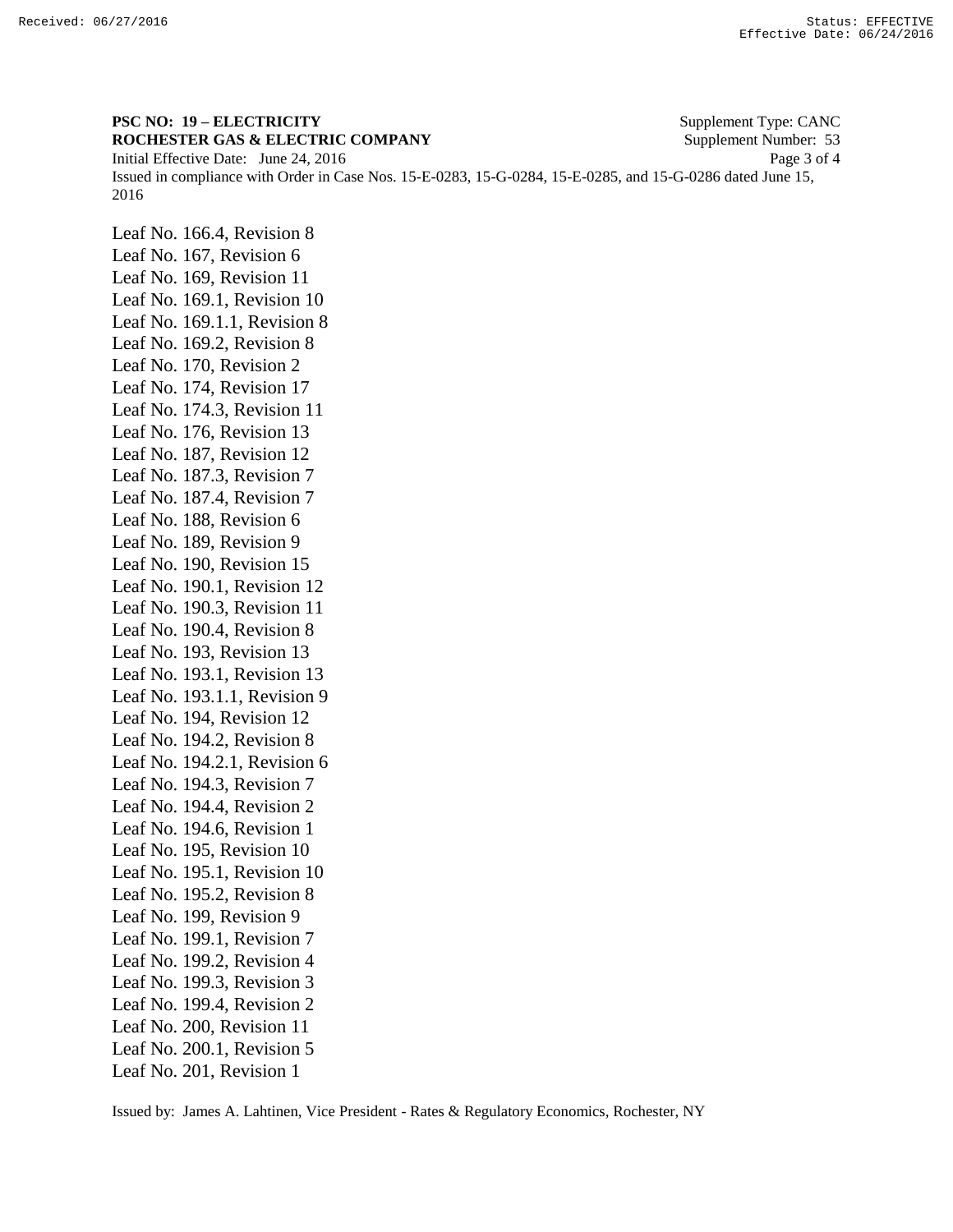**PSC NO: 19 – ELECTRICITY** Supplement Type: CANC
**ROCHESTER GAS & ELECTRIC COMPANY** Supplement Number: 53
Initial Effective Date: June 24, 2016
Issued in compliance with Order in Case Nos. 15-E-0283, 15-G-0284, 15-E-0285, and 15-G-0286 dated June 15, 2016

Leaf No. 166.4, Revision 8
Leaf No. 167, Revision 6
Leaf No. 169, Revision 11
Leaf No. 169.1, Revision 10
Leaf No. 169.1.1, Revision 8
Leaf No. 169.2, Revision 8
Leaf No. 170, Revision 2
Leaf No. 174, Revision 17
Leaf No. 174.3, Revision 11
Leaf No. 176, Revision 13
Leaf No. 187, Revision 12
Leaf No. 187.3, Revision 7
Leaf No. 187.4, Revision 7
Leaf No. 188, Revision 6
Leaf No. 189, Revision 9
Leaf No. 190, Revision 15
Leaf No. 190.1, Revision 12
Leaf No. 190.3, Revision 11
Leaf No. 190.4, Revision 8
Leaf No. 193, Revision 13
Leaf No. 193.1, Revision 13
Leaf No. 193.1.1, Revision 9
Leaf No. 194, Revision 12
Leaf No. 194.2, Revision 8
Leaf No. 194.2.1, Revision 6
Leaf No. 194.3, Revision 7
Leaf No. 194.4, Revision 2
Leaf No. 194.6, Revision 1
Leaf No. 195, Revision 10
Leaf No. 195.1, Revision 10
Leaf No. 195.2, Revision 8
Leaf No. 199, Revision 9
Leaf No. 199.1, Revision 7
Leaf No. 199.2, Revision 4
Leaf No. 199.3, Revision 3
Leaf No. 199.4, Revision 2
Leaf No. 200, Revision 11
Leaf No. 200.1, Revision 5
Leaf No. 201, Revision 1

Issued by: James A. Lahtinen, Vice President - Rates & Regulatory Economics, Rochester, NY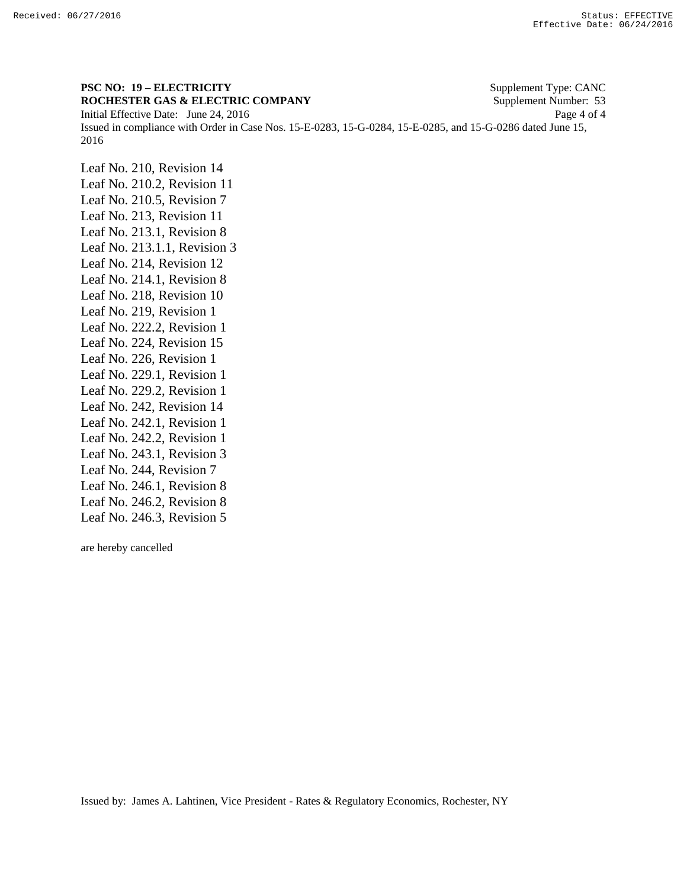**PSC NO: 19 – ELECTRICITY** Supplement Type: CANC
**ROCHESTER GAS & ELECTRIC COMPANY** Supplement Number: 53
Initial Effective Date: June 24, 2016
Issued in compliance with Order in Case Nos. 15-E-0283, 15-G-0284, 15-E-0285, and 15-G-0286 dated June 15, 2016

Leaf No. 210, Revision 14
Leaf No. 210.2, Revision 11
Leaf No. 210.5, Revision 7
Leaf No. 213, Revision 11
Leaf No. 213.1, Revision 8
Leaf No. 213.1.1, Revision 3
Leaf No. 214, Revision 12
Leaf No. 214.1, Revision 8
Leaf No. 218, Revision 10
Leaf No. 219, Revision 1
Leaf No. 222.2, Revision 1
Leaf No. 224, Revision 15
Leaf No. 226, Revision 1
Leaf No. 229.1, Revision 1
Leaf No. 229.2, Revision 1
Leaf No. 242, Revision 14
Leaf No. 242.1, Revision 1
Leaf No. 242.2, Revision 1
Leaf No. 243.1, Revision 3
Leaf No. 244, Revision 7
Leaf No. 246.1, Revision 8
Leaf No. 246.2, Revision 8
Leaf No. 246.3, Revision 5

are hereby cancelled

Issued by: James A. Lahtinen, Vice President - Rates & Regulatory Economics, Rochester, NY